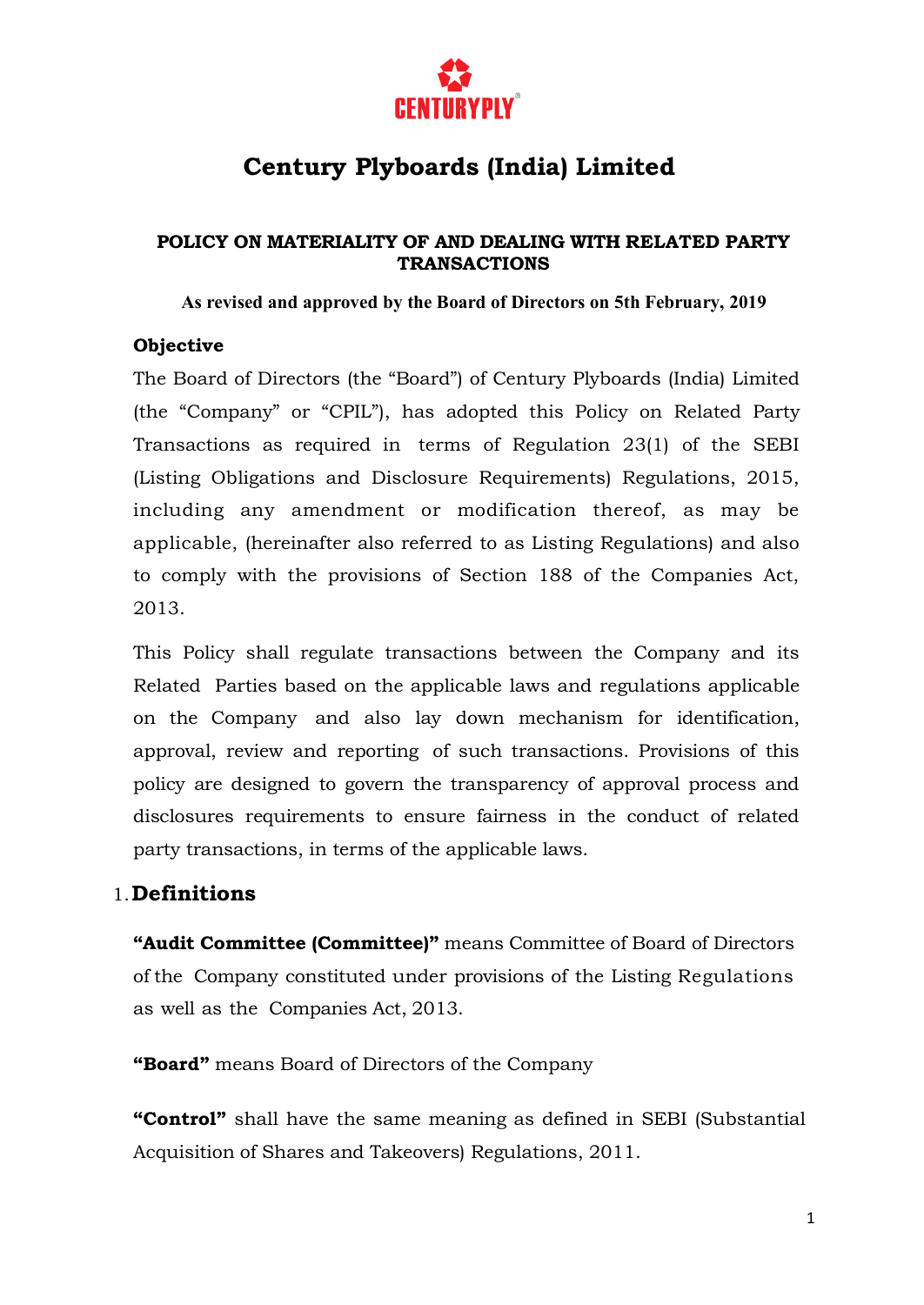# Century Plyboards (India) Limited

**POLICY ON MATERIALITY OF AND DEALING WITH RELATED PARTY TRANSACTIONS**

**As revised and approved by the Board of Directors on 5th February, 2019**

### Objective

The Board of Directors (the "Board") of Century Plyboards (India) Limited (the "Company" or "CPIL"), has adopted this Policy on Related Party Transactions as required in terms of Regulation 23(1) of the SEBI (Listing Obligations and Disclosure Requirements) Regulations, 2015, including any amendment or modification thereof, as may be applicable, (hereinafter also referred to as Listing Regulations) and also to comply with the provisions of Section 188 of the Companies Act, 2013.

This Policy shall regulate transactions between the Company and its Related Parties based on the applicable laws and regulations applicable on the Company and also lay down mechanism for identification, approval, review and reporting of such transactions. Provisions of this policy are designed to govern the transparency of approval process and disclosures requirements to ensure fairness in the conduct of related party transactions, in terms of the applicable laws.

## 1. Definitions

**"Audit Committee (Committee)"** means Committee of Board of Directors of the Company constituted under provisions of the Listing Regulations as well as the Companies Act, 2013.

**"Board"** means Board of Directors of the Company

**"Control"** shall have the same meaning as defined in SEBI (Substantial Acquisition of Shares and Takeovers) Regulations, 2011.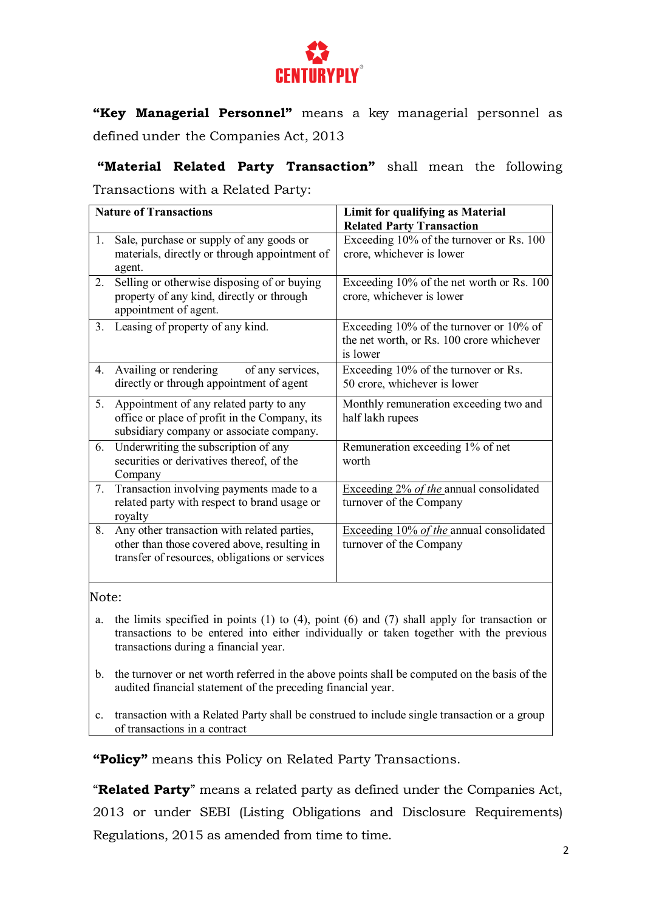**"Key Managerial Personnel"** means a key managerial personnel as defined under the Companies Act, 2013

**"Material Related Party Transaction"** shall mean the following Transactions with a Related Party:

| Nature of Transactions | Limit for qualifying as Material Related Party Transaction |
|---|---|
| 1. Sale, purchase or supply of any goods or materials, directly or through appointment of agent. | Exceeding 10% of the turnover or Rs. 100 crore, whichever is lower |
| 2. Selling or otherwise disposing of or buying property of any kind, directly or through appointment of agent. | Exceeding 10% of the net worth or Rs. 100 crore, whichever is lower |
| 3. Leasing of property of any kind. | Exceeding 10% of the turnover or 10% of the net worth, or Rs. 100 crore whichever is lower |
| 4. Availing or rendering of any services, directly or through appointment of agent | Exceeding 10% of the turnover or Rs. 50 crore, whichever is lower |
| 5. Appointment of any related party to any office or place of profit in the Company, its subsidiary company or associate company. | Monthly remuneration exceeding two and half lakh rupees |
| 6. Underwriting the subscription of any securities or derivatives thereof, of the Company | Remuneration exceeding 1% of net worth |
| 7. Transaction involving payments made to a related party with respect to brand usage or royalty | Exceeding 2% *of the* annual consolidated turnover of the Company |
| 8. Any other transaction with related parties, other than those covered above, resulting in transfer of resources, obligations or services | Exceeding 10% *of the* annual consolidated turnover of the Company |

Note:

a. the limits specified in points (1) to (4), point (6) and (7) shall apply for transaction or transactions to be entered into either individually or taken together with the previous transactions during a financial year.

b. the turnover or net worth referred in the above points shall be computed on the basis of the audited financial statement of the preceding financial year.

c. transaction with a Related Party shall be construed to include single transaction or a group of transactions in a contract

**"Policy"** means this Policy on Related Party Transactions.

"**Related Party**" means a related party as defined under the Companies Act, 2013 or under SEBI (Listing Obligations and Disclosure Requirements) Regulations, 2015 as amended from time to time.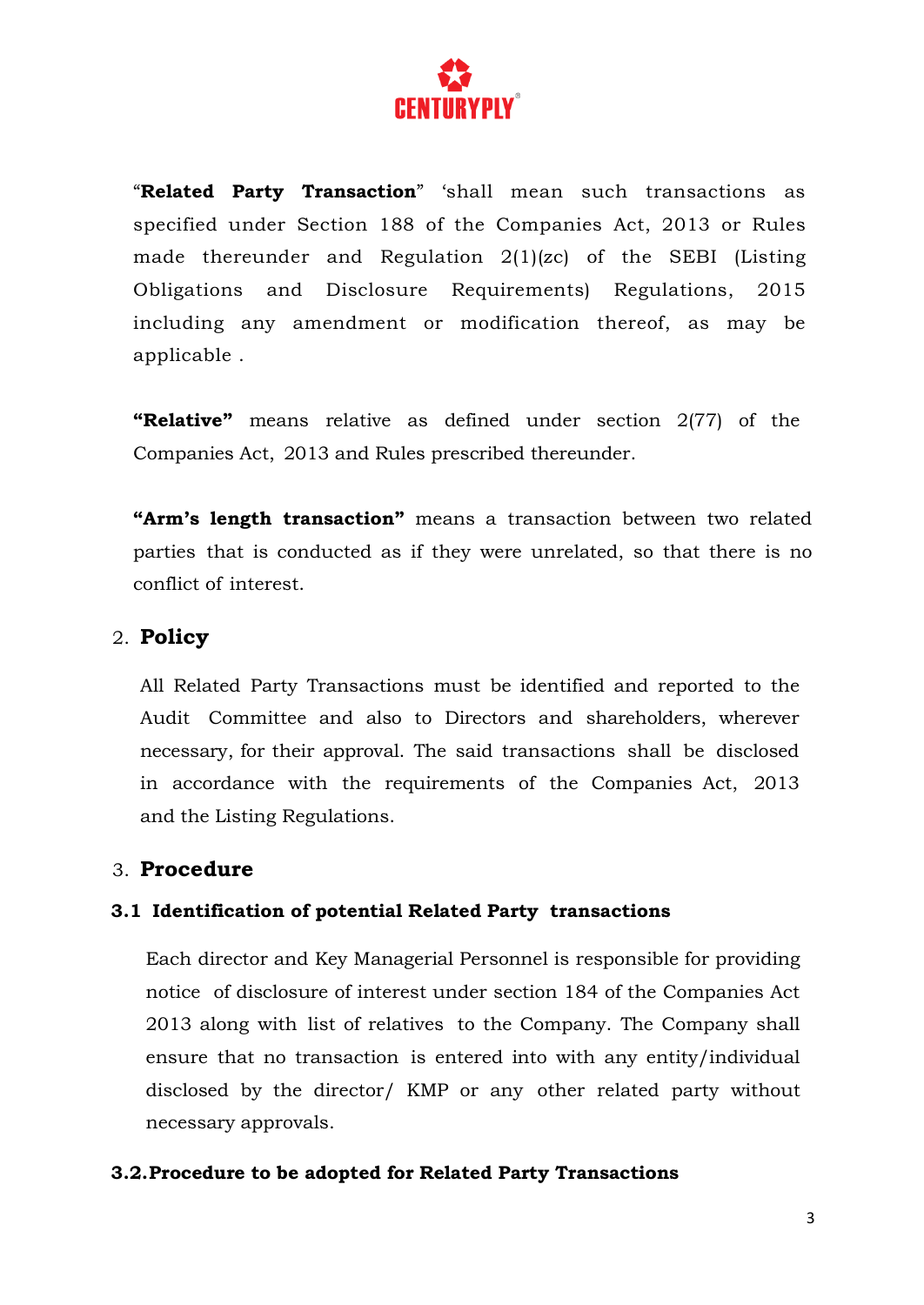"**Related Party Transaction**" 'shall mean such transactions as specified under Section 188 of the Companies Act, 2013 or Rules made thereunder and Regulation 2(1)(zc) of the SEBI (Listing Obligations and Disclosure Requirements) Regulations, 2015 including any amendment or modification thereof, as may be applicable .

**"Relative"** means relative as defined under section 2(77) of the Companies Act, 2013 and Rules prescribed thereunder.

**"Arm's length transaction"** means a transaction between two related parties that is conducted as if they were unrelated, so that there is no conflict of interest.

## 2. Policy

All Related Party Transactions must be identified and reported to the Audit Committee and also to Directors and shareholders, wherever necessary, for their approval. The said transactions shall be disclosed in accordance with the requirements of the Companies Act, 2013 and the Listing Regulations.

## 3. Procedure

### 3.1 Identification of potential Related Party transactions

Each director and Key Managerial Personnel is responsible for providing notice of disclosure of interest under section 184 of the Companies Act 2013 along with list of relatives to the Company. The Company shall ensure that no transaction is entered into with any entity/individual disclosed by the director/ KMP or any other related party without necessary approvals.

### 3.2. Procedure to be adopted for Related Party Transactions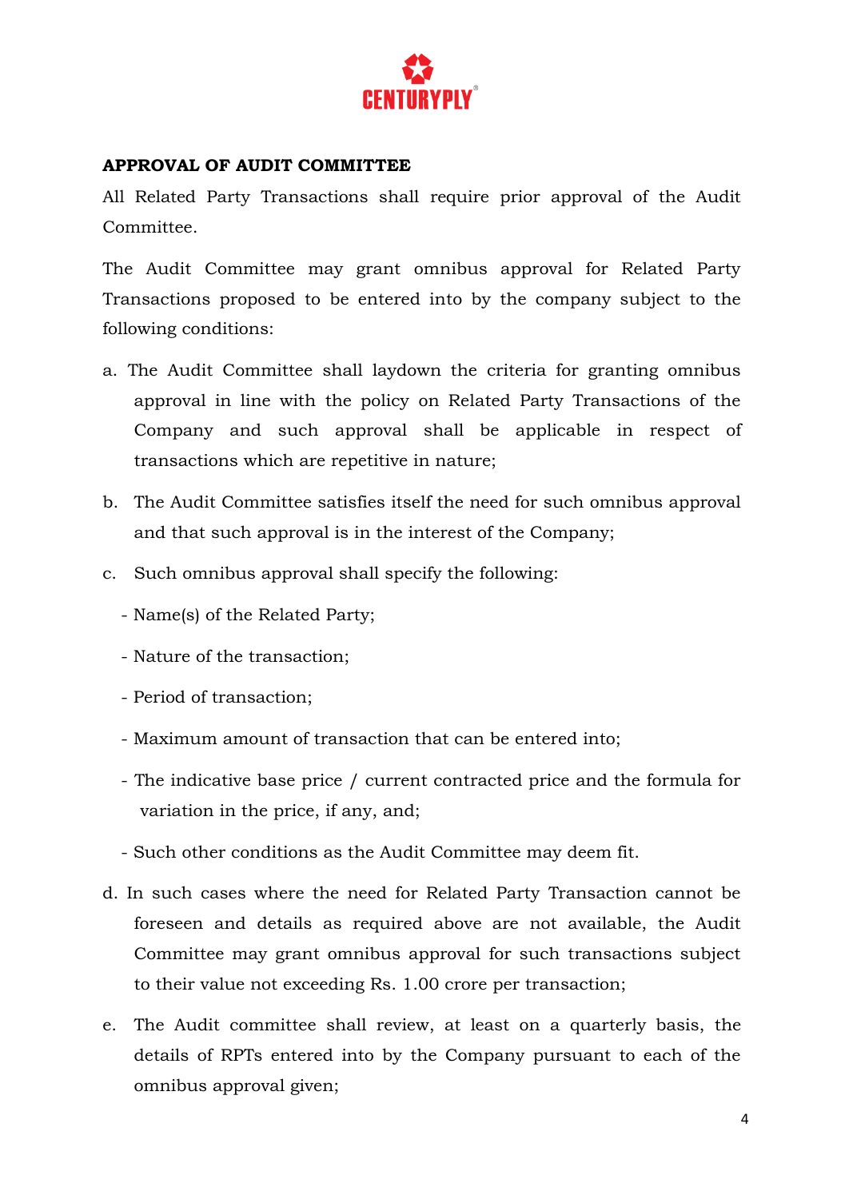**APPROVAL OF AUDIT COMMITTEE**

All Related Party Transactions shall require prior approval of the Audit Committee.

The Audit Committee may grant omnibus approval for Related Party Transactions proposed to be entered into by the company subject to the following conditions:

a. The Audit Committee shall laydown the criteria for granting omnibus approval in line with the policy on Related Party Transactions of the Company and such approval shall be applicable in respect of transactions which are repetitive in nature;

b. The Audit Committee satisfies itself the need for such omnibus approval and that such approval is in the interest of the Company;

c. Such omnibus approval shall specify the following:

   - Name(s) of the Related Party;
   - Nature of the transaction;
   - Period of transaction;
   - Maximum amount of transaction that can be entered into;
   - The indicative base price / current contracted price and the formula for variation in the price, if any, and;
   - Such other conditions as the Audit Committee may deem fit.

d. In such cases where the need for Related Party Transaction cannot be foreseen and details as required above are not available, the Audit Committee may grant omnibus approval for such transactions subject to their value not exceeding Rs. 1.00 crore per transaction;

e. The Audit committee shall review, at least on a quarterly basis, the details of RPTs entered into by the Company pursuant to each of the omnibus approval given;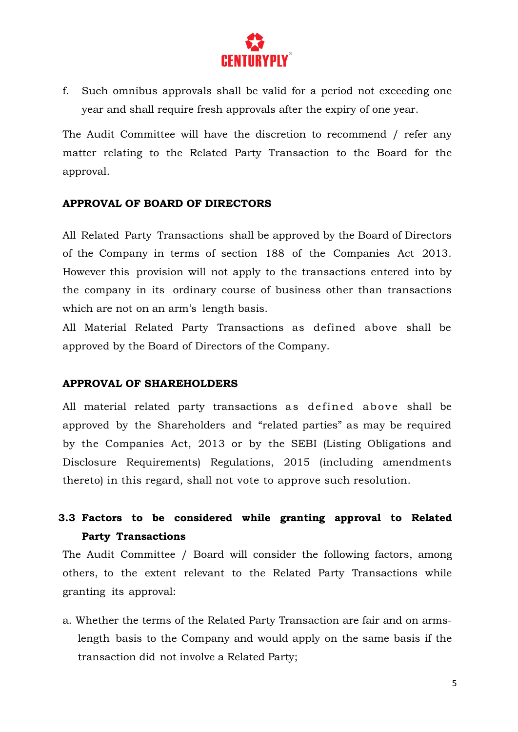f. Such omnibus approvals shall be valid for a period not exceeding one year and shall require fresh approvals after the expiry of one year.

The Audit Committee will have the discretion to recommend / refer any matter relating to the Related Party Transaction to the Board for the approval.

**APPROVAL OF BOARD OF DIRECTORS**

All Related Party Transactions shall be approved by the Board of Directors of the Company in terms of section 188 of the Companies Act 2013. However this provision will not apply to the transactions entered into by the company in its ordinary course of business other than transactions which are not on an arm's length basis.

All Material Related Party Transactions as defined above shall be approved by the Board of Directors of the Company.

**APPROVAL OF SHAREHOLDERS**

All material related party transactions as defined above shall be approved by the Shareholders and "related parties" as may be required by the Companies Act, 2013 or by the SEBI (Listing Obligations and Disclosure Requirements) Regulations, 2015 (including amendments thereto) in this regard, shall not vote to approve such resolution.

### 3.3 Factors to be considered while granting approval to Related Party Transactions

The Audit Committee / Board will consider the following factors, among others, to the extent relevant to the Related Party Transactions while granting its approval:

a. Whether the terms of the Related Party Transaction are fair and on arms-length basis to the Company and would apply on the same basis if the transaction did not involve a Related Party;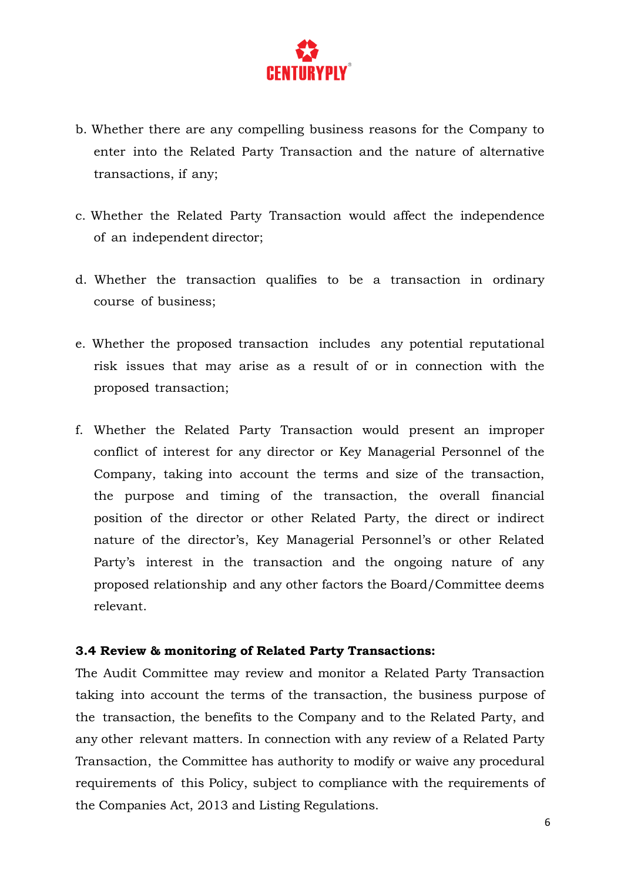b. Whether there are any compelling business reasons for the Company to enter into the Related Party Transaction and the nature of alternative transactions, if any;

c. Whether the Related Party Transaction would affect the independence of an independent director;

d. Whether the transaction qualifies to be a transaction in ordinary course of business;

e. Whether the proposed transaction includes any potential reputational risk issues that may arise as a result of or in connection with the proposed transaction;

f. Whether the Related Party Transaction would present an improper conflict of interest for any director or Key Managerial Personnel of the Company, taking into account the terms and size of the transaction, the purpose and timing of the transaction, the overall financial position of the director or other Related Party, the direct or indirect nature of the director's, Key Managerial Personnel's or other Related Party's interest in the transaction and the ongoing nature of any proposed relationship and any other factors the Board/Committee deems relevant.

**3.4 Review & monitoring of Related Party Transactions:**

The Audit Committee may review and monitor a Related Party Transaction taking into account the terms of the transaction, the business purpose of the transaction, the benefits to the Company and to the Related Party, and any other relevant matters. In connection with any review of a Related Party Transaction, the Committee has authority to modify or waive any procedural requirements of this Policy, subject to compliance with the requirements of the Companies Act, 2013 and Listing Regulations.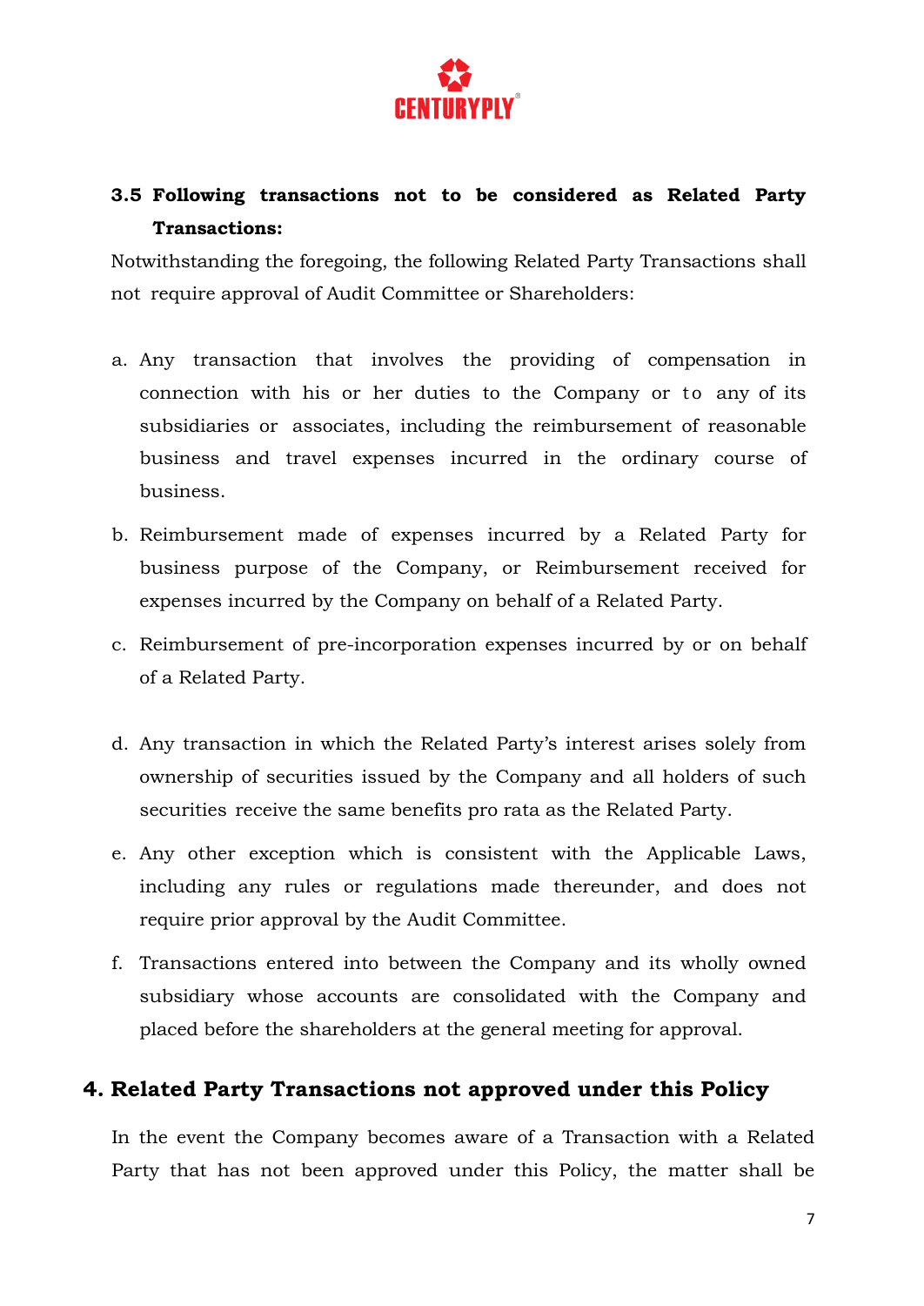### 3.5 Following transactions not to be considered as Related Party Transactions:

Notwithstanding the foregoing, the following Related Party Transactions shall not require approval of Audit Committee or Shareholders:

a. Any transaction that involves the providing of compensation in connection with his or her duties to the Company or to any of its subsidiaries or associates, including the reimbursement of reasonable business and travel expenses incurred in the ordinary course of business.

b. Reimbursement made of expenses incurred by a Related Party for business purpose of the Company, or Reimbursement received for expenses incurred by the Company on behalf of a Related Party.

c. Reimbursement of pre-incorporation expenses incurred by or on behalf of a Related Party.

d. Any transaction in which the Related Party's interest arises solely from ownership of securities issued by the Company and all holders of such securities receive the same benefits pro rata as the Related Party.

e. Any other exception which is consistent with the Applicable Laws, including any rules or regulations made thereunder, and does not require prior approval by the Audit Committee.

f. Transactions entered into between the Company and its wholly owned subsidiary whose accounts are consolidated with the Company and placed before the shareholders at the general meeting for approval.

## 4. Related Party Transactions not approved under this Policy

In the event the Company becomes aware of a Transaction with a Related Party that has not been approved under this Policy, the matter shall be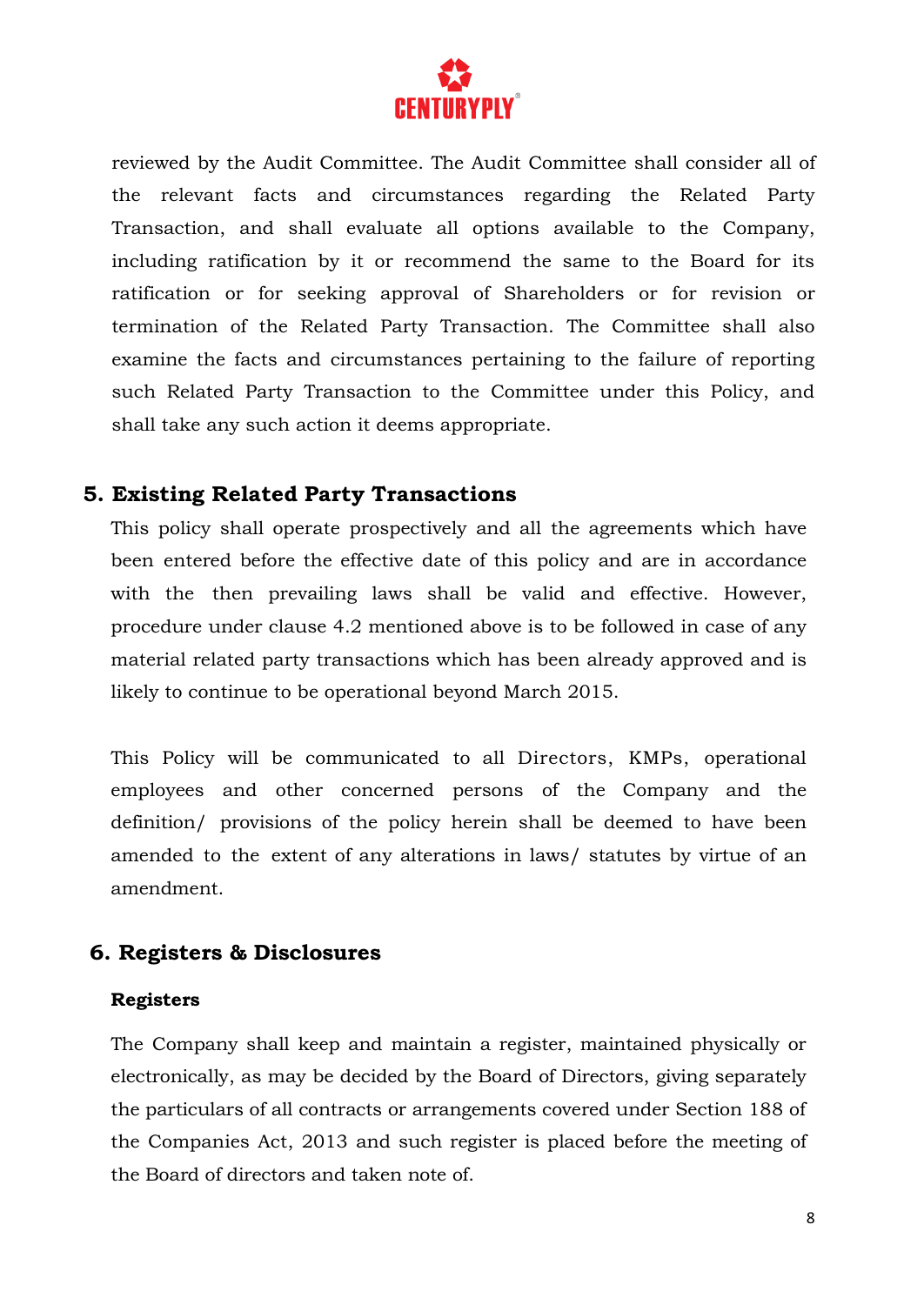reviewed by the Audit Committee. The Audit Committee shall consider all of the relevant facts and circumstances regarding the Related Party Transaction, and shall evaluate all options available to the Company, including ratification by it or recommend the same to the Board for its ratification or for seeking approval of Shareholders or for revision or termination of the Related Party Transaction. The Committee shall also examine the facts and circumstances pertaining to the failure of reporting such Related Party Transaction to the Committee under this Policy, and shall take any such action it deems appropriate.

## 5. Existing Related Party Transactions

This policy shall operate prospectively and all the agreements which have been entered before the effective date of this policy and are in accordance with the then prevailing laws shall be valid and effective. However, procedure under clause 4.2 mentioned above is to be followed in case of any material related party transactions which has been already approved and is likely to continue to be operational beyond March 2015.

This Policy will be communicated to all Directors, KMPs, operational employees and other concerned persons of the Company and the definition/ provisions of the policy herein shall be deemed to have been amended to the extent of any alterations in laws/ statutes by virtue of an amendment.

## 6. Registers & Disclosures

**Registers**

The Company shall keep and maintain a register, maintained physically or electronically, as may be decided by the Board of Directors, giving separately the particulars of all contracts or arrangements covered under Section 188 of the Companies Act, 2013 and such register is placed before the meeting of the Board of directors and taken note of.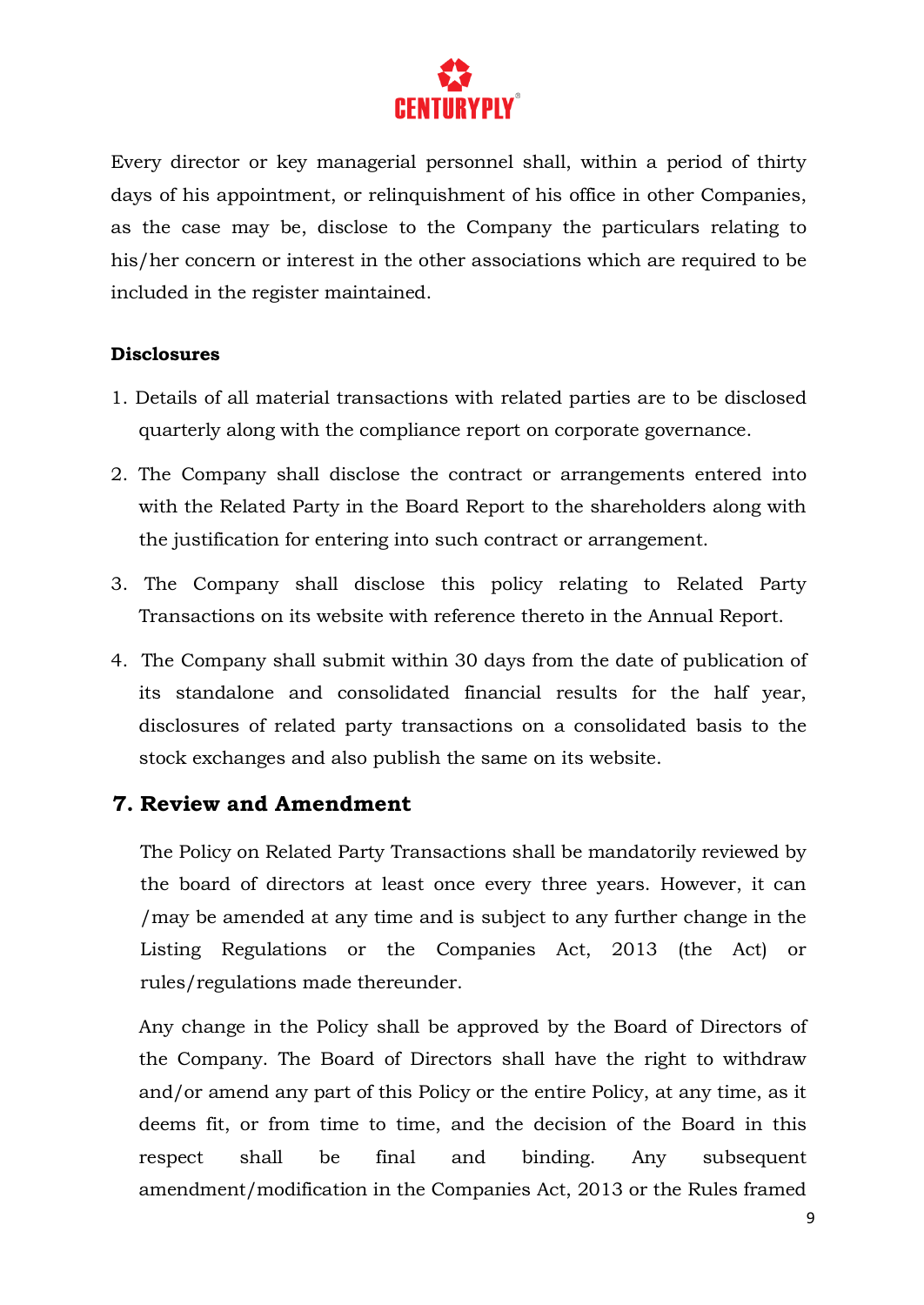Every director or key managerial personnel shall, within a period of thirty days of his appointment, or relinquishment of his office in other Companies, as the case may be, disclose to the Company the particulars relating to his/her concern or interest in the other associations which are required to be included in the register maintained.

**Disclosures**

1. Details of all material transactions with related parties are to be disclosed quarterly along with the compliance report on corporate governance.
2. The Company shall disclose the contract or arrangements entered into with the Related Party in the Board Report to the shareholders along with the justification for entering into such contract or arrangement.
3. The Company shall disclose this policy relating to Related Party Transactions on its website with reference thereto in the Annual Report.
4. The Company shall submit within 30 days from the date of publication of its standalone and consolidated financial results for the half year, disclosures of related party transactions on a consolidated basis to the stock exchanges and also publish the same on its website.

## 7. Review and Amendment

The Policy on Related Party Transactions shall be mandatorily reviewed by the board of directors at least once every three years. However, it can /may be amended at any time and is subject to any further change in the Listing Regulations or the Companies Act, 2013 (the Act) or rules/regulations made thereunder.

Any change in the Policy shall be approved by the Board of Directors of the Company. The Board of Directors shall have the right to withdraw and/or amend any part of this Policy or the entire Policy, at any time, as it deems fit, or from time to time, and the decision of the Board in this respect shall be final and binding. Any subsequent amendment/modification in the Companies Act, 2013 or the Rules framed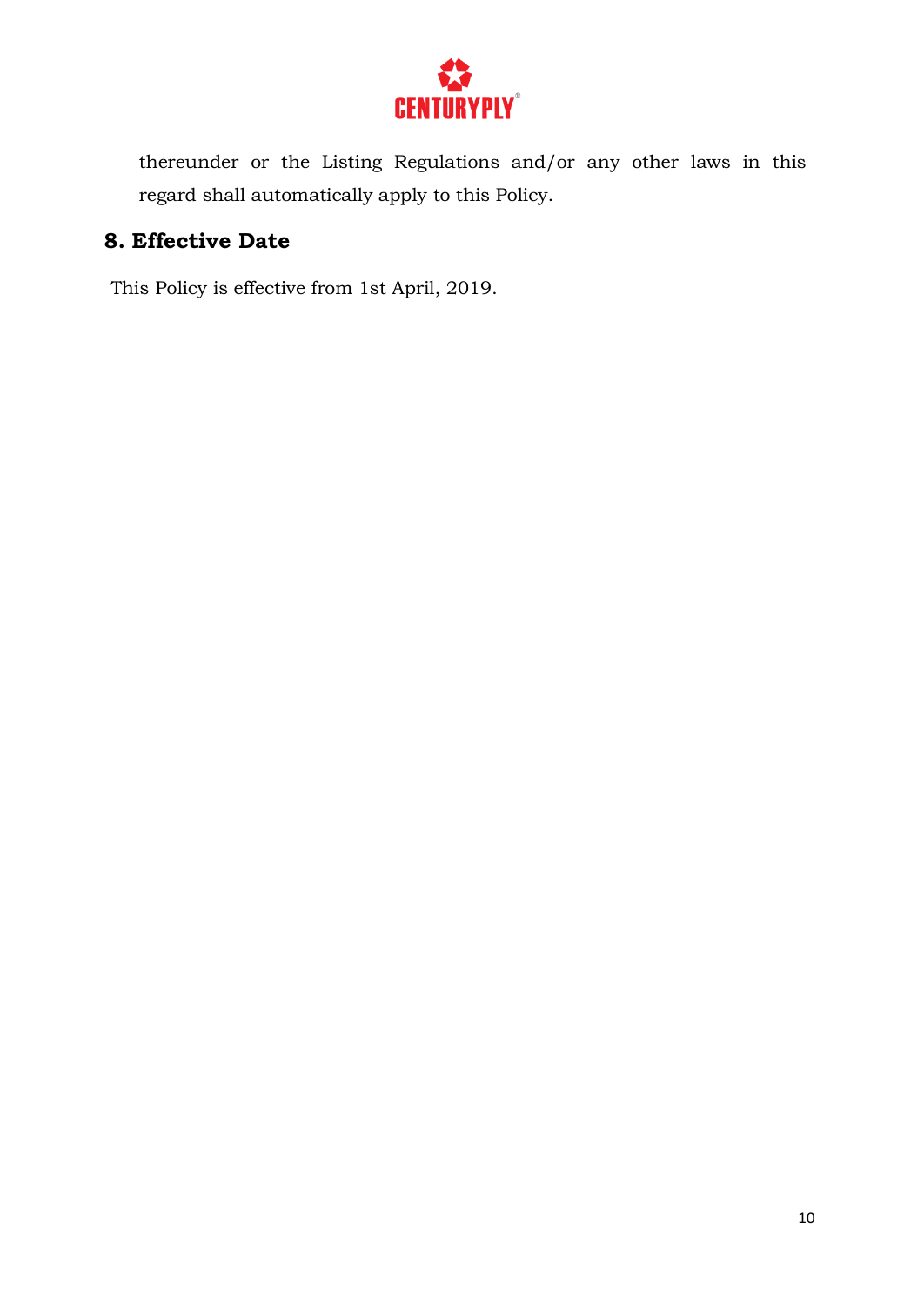thereunder or the Listing Regulations and/or any other laws in this regard shall automatically apply to this Policy.

## 8. Effective Date

This Policy is effective from 1st April, 2019.